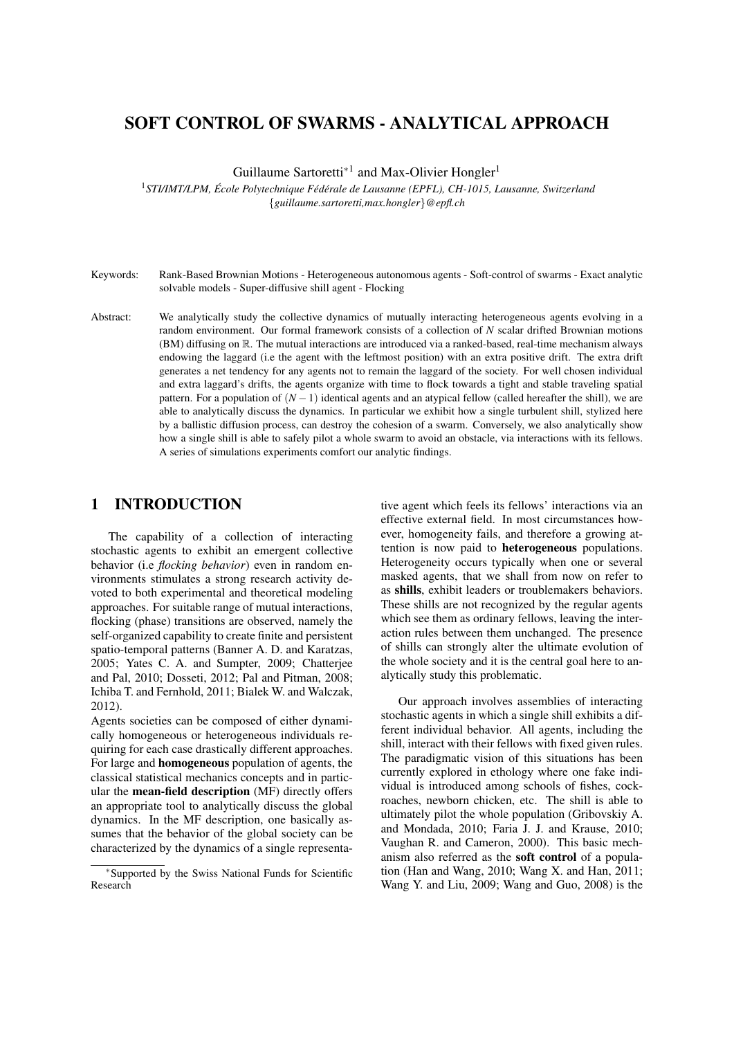# SOFT CONTROL OF SWARMS - ANALYTICAL APPROACH

Guillaume Sartoretti[*1] and Max-Olivier Hongler[1]

[1]*STI/IMT/LPM, École Polytechnique Fédérale de Lausanne (EPFL), CH-1015, Lausanne, Switzerland*
{*guillaume.sartoretti,max.hongler*}*@epfl.ch*

Keywords: Rank-Based Brownian Motions - Heterogeneous autonomous agents - Soft-control of swarms - Exact analytic solvable models - Super-diffusive shill agent - Flocking

Abstract: We analytically study the collective dynamics of mutually interacting heterogeneous agents evolving in a random environment. Our formal framework consists of a collection of $N$ scalar drifted Brownian motions (BM) diffusing on $\mathbb{R}$. The mutual interactions are introduced via a ranked-based, real-time mechanism always endowing the laggard (i.e the agent with the leftmost position) with an extra positive drift. The extra drift generates a net tendency for any agents not to remain the laggard of the society. For well chosen individual and extra laggard's drifts, the agents organize with time to flock towards a tight and stable traveling spatial pattern. For a population of $(N-1)$ identical agents and an atypical fellow (called hereafter the shill), we are able to analytically discuss the dynamics. In particular we exhibit how a single turbulent shill, stylized here by a ballistic diffusion process, can destroy the cohesion of a swarm. Conversely, we also analytically show how a single shill is able to safely pilot a whole swarm to avoid an obstacle, via interactions with its fellows. A series of simulations experiments comfort our analytic findings.

## 1 INTRODUCTION

The capability of a collection of interacting stochastic agents to exhibit an emergent collective behavior (i.e *flocking behavior*) even in random environments stimulates a strong research activity devoted to both experimental and theoretical modeling approaches. For suitable range of mutual interactions, flocking (phase) transitions are observed, namely the self-organized capability to create finite and persistent spatio-temporal patterns (Banner A. D. and Karatzas, 2005; Yates C. A. and Sumpter, 2009; Chatterjee and Pal, 2010; Dosseti, 2012; Pal and Pitman, 2008; Ichiba T. and Fernhold, 2011; Bialek W. and Walczak, 2012).

Agents societies can be composed of either dynamically homogeneous or heterogeneous individuals requiring for each case drastically different approaches. For large and **homogeneous** population of agents, the classical statistical mechanics concepts and in particular the **mean-field description** (MF) directly offers an appropriate tool to analytically discuss the global dynamics. In the MF description, one basically assumes that the behavior of the global society can be characterized by the dynamics of a single representative agent which feels its fellows' interactions via an effective external field. In most circumstances however, homogeneity fails, and therefore a growing attention is now paid to **heterogeneous** populations. Heterogeneity occurs typically when one or several masked agents, that we shall from now on refer to as **shills**, exhibit leaders or troublemakers behaviors. These shills are not recognized by the regular agents which see them as ordinary fellows, leaving the interaction rules between them unchanged. The presence of shills can strongly alter the ultimate evolution of the whole society and it is the central goal here to analytically study this problematic.

Our approach involves assemblies of interacting stochastic agents in which a single shill exhibits a different individual behavior. All agents, including the shill, interact with their fellows with fixed given rules. The paradigmatic vision of this situations has been currently explored in ethology where one fake individual is introduced among schools of fishes, cockroaches, newborn chicken, etc. The shill is able to ultimately pilot the whole population (Gribovskiy A. and Mondada, 2010; Faria J. J. and Krause, 2010; Vaughan R. and Cameron, 2000). This basic mechanism also referred as the **soft control** of a population (Han and Wang, 2010; Wang X. and Han, 2011; Wang Y. and Liu, 2009; Wang and Guo, 2008) is the

[*]Supported by the Swiss National Funds for Scientific Research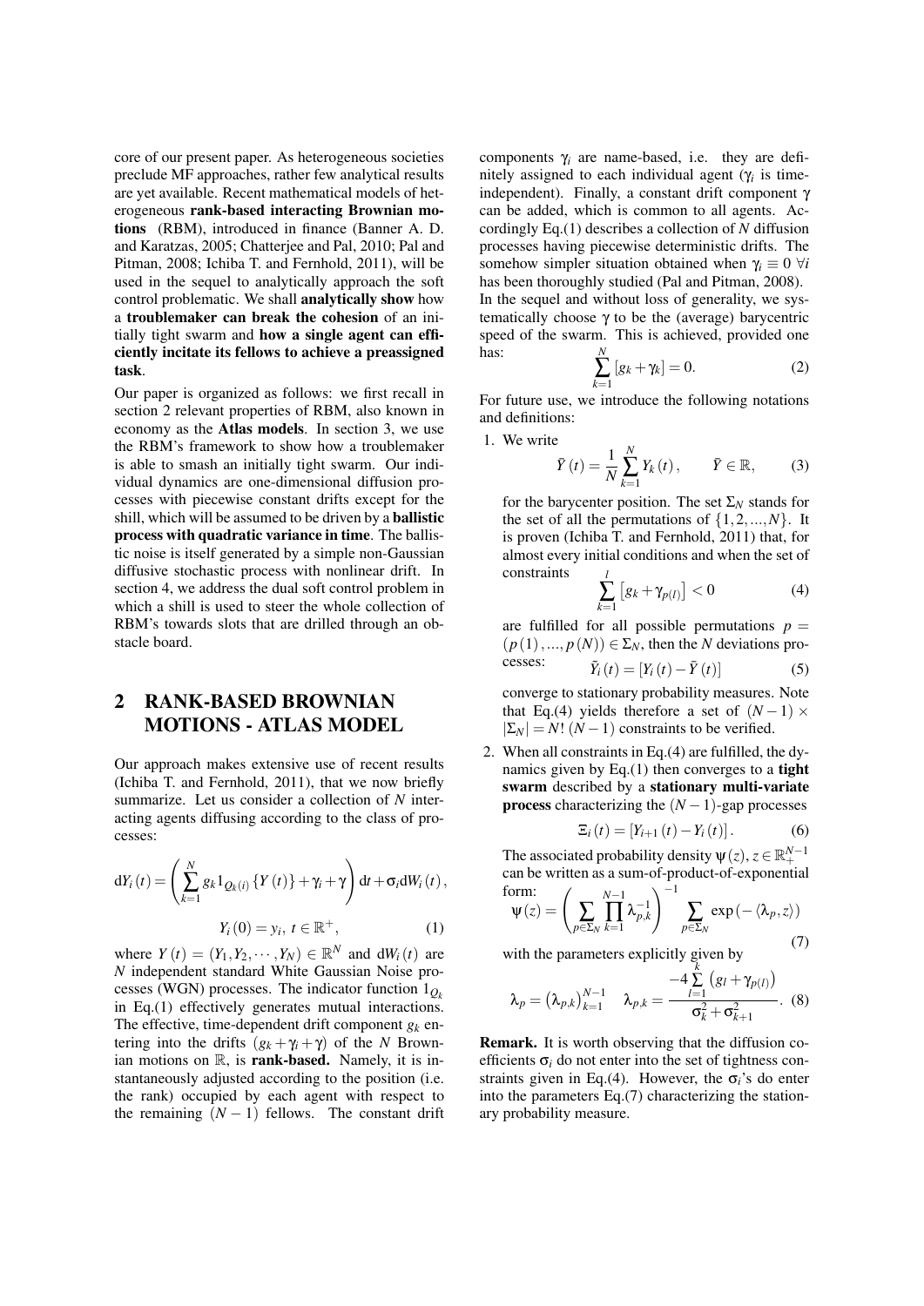core of our present paper. As heterogeneous societies preclude MF approaches, rather few analytical results are yet available. Recent mathematical models of heterogeneous **rank-based interacting Brownian motions** (RBM), introduced in finance (Banner A. D. and Karatzas, 2005; Chatterjee and Pal, 2010; Pal and Pitman, 2008; Ichiba T. and Fernhold, 2011), will be used in the sequel to analytically approach the soft control problematic. We shall **analytically show** how a **troublemaker can break the cohesion** of an initially tight swarm and **how a single agent can efficiently incitate its fellows to achieve a preassigned task**.

Our paper is organized as follows: we first recall in section 2 relevant properties of RBM, also known in economy as the **Atlas models**. In section 3, we use the RBM's framework to show how a troublemaker is able to smash an initially tight swarm. Our individual dynamics are one-dimensional diffusion processes with piecewise constant drifts except for the shill, which will be assumed to be driven by a **ballistic process with quadratic variance in time**. The ballistic noise is itself generated by a simple non-Gaussian diffusive stochastic process with nonlinear drift. In section 4, we address the dual soft control problem in which a shill is used to steer the whole collection of RBM's towards slots that are drilled through an obstacle board.

## 2 RANK-BASED BROWNIAN MOTIONS - ATLAS MODEL

Our approach makes extensive use of recent results (Ichiba T. and Fernhold, 2011), that we now briefly summarize. Let us consider a collection of $N$ interacting agents diffusing according to the class of processes:

$$dY_i(t) = \left(\sum_{k=1}^{N} g_k 1_{Q_k(i)}\{Y(t)\} + \gamma_i + \gamma\right)dt + \sigma_i dW_i(t),$$

$$Y_i(0) = y_i,\ t \in \mathbb{R}^+, \tag{1}$$

where $Y(t) = (Y_1, Y_2, \cdots, Y_N) \in \mathbb{R}^N$ and $dW_i(t)$ are $N$ independent standard White Gaussian Noise processes (WGN) processes. The indicator function $1_{Q_k}$ in Eq.(1) effectively generates mutual interactions. The effective, time-dependent drift component $g_k$ entering into the drifts $(g_k + \gamma_i + \gamma)$ of the $N$ Brownian motions on $\mathbb{R}$, is **rank-based.** Namely, it is instantaneously adjusted according to the position (i.e. the rank) occupied by each agent with respect to the remaining $(N-1)$ fellows. The constant drift components $\gamma_i$ are name-based, i.e. they are definitely assigned to each individual agent ($\gamma_i$ is time-independent). Finally, a constant drift component $\gamma$ can be added, which is common to all agents. Accordingly Eq.(1) describes a collection of $N$ diffusion processes having piecewise deterministic drifts. The somehow simpler situation obtained when $\gamma_i \equiv 0\ \forall i$ has been thoroughly studied (Pal and Pitman, 2008).

In the sequel and without loss of generality, we systematically choose $\gamma$ to be the (average) barycentric speed of the swarm. This is achieved, provided one has:

$$\sum_{k=1}^{N} [g_k + \gamma_k] = 0. \tag{2}$$

For future use, we introduce the following notations and definitions:

1. We write
$$\bar{Y}(t) = \frac{1}{N}\sum_{k=1}^{N} Y_k(t), \qquad \bar{Y} \in \mathbb{R}, \tag{3}$$
for the barycenter position. The set $\Sigma_N$ stands for the set of all the permutations of $\{1, 2, ..., N\}$. It is proven (Ichiba T. and Fernhold, 2011) that, for almost every initial conditions and when the set of constraints
$$\sum_{k=1}^{l} \left[g_k + \gamma_{p(l)}\right] < 0 \tag{4}$$
are fulfilled for all possible permutations $p = (p(1), ..., p(N)) \in \Sigma_N$, then the $N$ deviations processes:
$$\tilde{Y}_i(t) = \left[Y_i(t) - \bar{Y}(t)\right] \tag{5}$$
converge to stationary probability measures. Note that Eq.(4) yields therefore a set of $(N-1) \times |\Sigma_N| = N!\,(N-1)$ constraints to be verified.

2. When all constraints in Eq.(4) are fulfilled, the dynamics given by Eq.(1) then converges to a **tight swarm** described by a **stationary multi-variate process** characterizing the $(N-1)$-gap processes
$$\Xi_i(t) = \left[Y_{i+1}(t) - Y_i(t)\right]. \tag{6}$$
The associated probability density $\psi(z), z \in \mathbb{R}_+^{N-1}$ can be written as a sum-of-product-of-exponential form:
$$\psi(z) = \left(\sum_{p\in\Sigma_N}\prod_{k=1}^{N-1}\lambda_{p,k}^{-1}\right)^{-1}\sum_{p\in\Sigma_N}\exp\left(-\langle\lambda_p, z\rangle\right) \tag{7}$$
with the parameters explicitly given by
$$\lambda_p = \left(\lambda_{p,k}\right)_{k=1}^{N-1} \quad \lambda_{p,k} = \frac{-4\sum_{l=1}^{k}\left(g_l + \gamma_{p(l)}\right)}{\sigma_k^2 + \sigma_{k+1}^2}. \tag{8}$$

**Remark.** It is worth observing that the diffusion coefficients $\sigma_i$ do not enter into the set of tightness constraints given in Eq.(4). However, the $\sigma_i$'s do enter into the parameters Eq.(7) characterizing the stationary probability measure.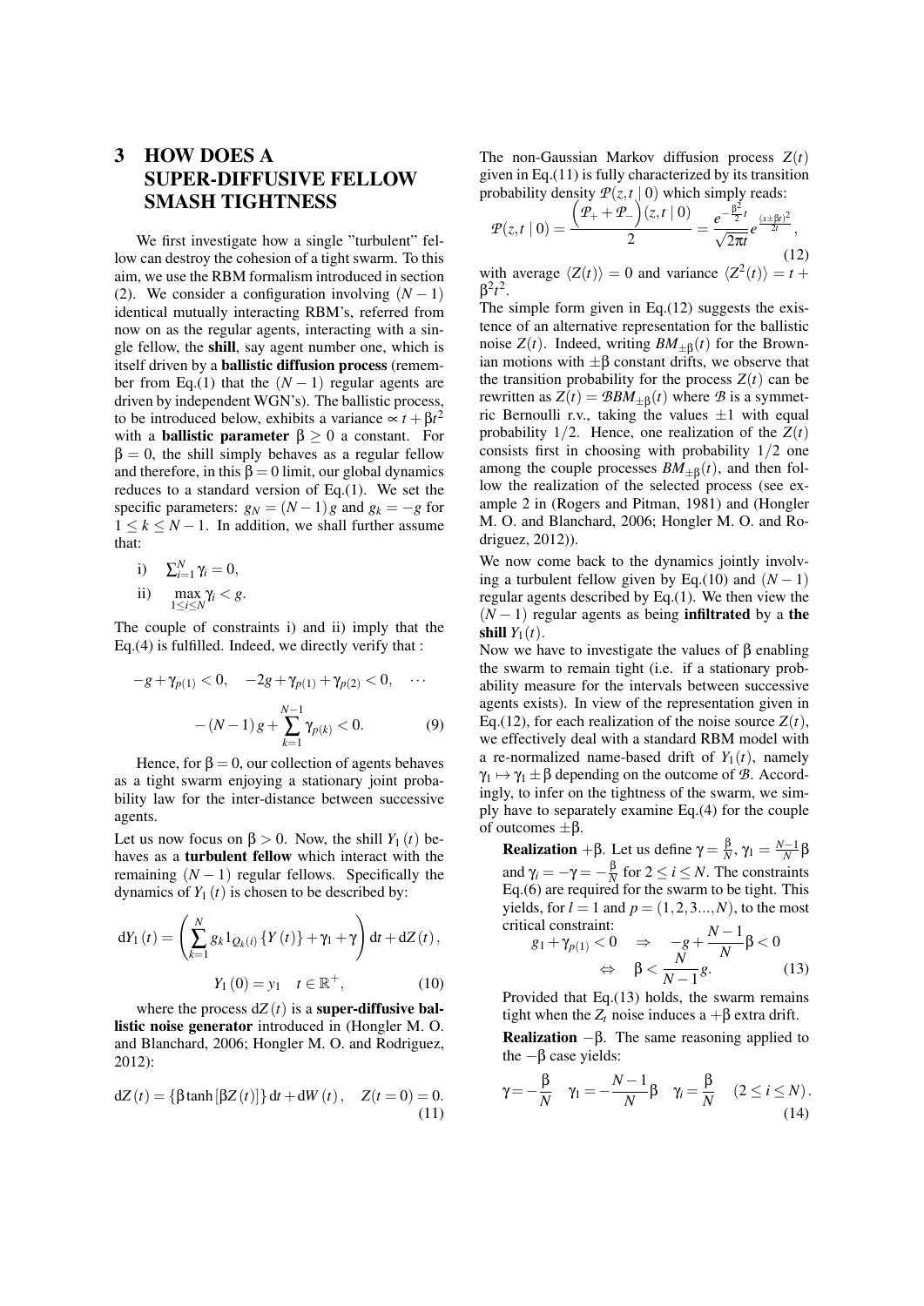## 3 HOW DOES A SUPER-DIFFUSIVE FELLOW SMASH TIGHTNESS

We first investigate how a single "turbulent" fellow can destroy the cohesion of a tight swarm. To this aim, we use the RBM formalism introduced in section (2). We consider a configuration involving $(N-1)$ identical mutually interacting RBM's, referred from now on as the regular agents, interacting with a single fellow, the **shill**, say agent number one, which is itself driven by a **ballistic diffusion process** (remember from Eq.(1) that the $(N-1)$ regular agents are driven by independent WGN's). The ballistic process, to be introduced below, exhibits a variance $\propto t + \beta t^2$ with a **ballistic parameter** $\beta \geq 0$ a constant. For $\beta = 0$, the shill simply behaves as a regular fellow and therefore, in this $\beta = 0$ limit, our global dynamics reduces to a standard version of Eq.(1). We set the specific parameters: $g_N = (N-1)g$ and $g_k = -g$ for $1 \leq k \leq N-1$. In addition, we shall further assume that:

i) $\sum_{i=1}^{N} \gamma_i = 0$,

ii) $\max_{1 \leq i \leq N} \gamma_i < g$.

The couple of constraints i) and ii) imply that the Eq.(4) is fulfilled. Indeed, we directly verify that :

$$
-g + \gamma_{p(1)} < 0, \quad -2g + \gamma_{p(1)} + \gamma_{p(2)} < 0, \quad \cdots
$$
$$
-(N-1)g + \sum_{k=1}^{N-1} \gamma_{p(k)} < 0. \tag{9}
$$

Hence, for $\beta = 0$, our collection of agents behaves as a tight swarm enjoying a stationary joint probability law for the inter-distance between successive agents.

Let us now focus on $\beta > 0$. Now, the shill $Y_1(t)$ behaves as a **turbulent fellow** which interact with the remaining $(N-1)$ regular fellows. Specifically the dynamics of $Y_1(t)$ is chosen to be described by:

$$
\mathrm{d}Y_1(t) = \left( \sum_{k=1}^{N} g_k \mathbb{1}_{Q_{k(i)}} \{Y(t)\} + \gamma_1 + \gamma \right) \mathrm{d}t + \mathrm{d}Z(t),
$$
$$
Y_1(0) = y_1 \quad t \in \mathbb{R}^+, \tag{10}
$$

where the process $\mathrm{d}Z(t)$ is a **super-diffusive ballistic noise generator** introduced in (Hongler M. O. and Blanchard, 2006; Hongler M. O. and Rodriguez, 2012):

$$
\mathrm{d}Z(t) = \{\beta \tanh[\beta Z(t)]\} \mathrm{d}t + \mathrm{d}W(t), \quad Z(t=0) = 0. \tag{11}
$$

The non-Gaussian Markov diffusion process $Z(t)$ given in Eq.(11) is fully characterized by its transition probability density $\mathcal{P}(z,t \mid 0)$ which simply reads:

$$
\mathcal{P}(z,t \mid 0) = \frac{\left(\mathcal{P}_+ + \mathcal{P}_-\right)(z,t \mid 0)}{2} = \frac{e^{-\frac{\beta^2}{2}t}}{\sqrt{2\pi t}} e^{\frac{(x \pm \beta t)^2}{2t}}, \tag{12}
$$

with average $\langle Z(t) \rangle = 0$ and variance $\langle Z^2(t) \rangle = t + \beta^2 t^2$.

The simple form given in Eq.(12) suggests the existence of an alternative representation for the ballistic noise $Z(t)$. Indeed, writing $BM_{\pm\beta}(t)$ for the Brownian motions with $\pm\beta$ constant drifts, we observe that the transition probability for the process $Z(t)$ can be rewritten as $Z(t) = \mathcal{B}BM_{\pm\beta}(t)$ where $\mathcal{B}$ is a symmetric Bernoulli r.v., taking the values $\pm 1$ with equal probability $1/2$. Hence, one realization of the $Z(t)$ consists first in choosing with probability $1/2$ one among the couple processes $BM_{\pm\beta}(t)$, and then follow the realization of the selected process (see example 2 in (Rogers and Pitman, 1981) and (Hongler M. O. and Blanchard, 2006; Hongler M. O. and Rodriguez, 2012)).

We now come back to the dynamics jointly involving a turbulent fellow given by Eq.(10) and $(N-1)$ regular agents described by Eq.(1). We then view the $(N-1)$ regular agents as being **infiltrated** by a **the shill** $Y_1(t)$.

Now we have to investigate the values of $\beta$ enabling the swarm to remain tight (i.e. if a stationary probability measure for the intervals between successive agents exists). In view of the representation given in Eq.(12), for each realization of the noise source $Z(t)$, we effectively deal with a standard RBM model with a re-normalized name-based drift of $Y_1(t)$, namely $\gamma_1 \mapsto \gamma_1 \pm \beta$ depending on the outcome of $\mathcal{B}$. Accordingly, to infer on the tightness of the swarm, we simply have to separately examine Eq.(4) for the couple of outcomes $\pm\beta$.

**Realization** $+\beta$. Let us define $\gamma = \frac{\beta}{N}$, $\gamma_1 = \frac{N-1}{N}\beta$ and $\gamma_i = -\gamma = -\frac{\beta}{N}$ for $2 \leq i \leq N$. The constraints Eq.(6) are required for the swarm to be tight. This yields, for $l = 1$ and $p = (1,2,3...,N)$, to the most critical constraint:

$$
g_1 + \gamma_{p(1)} < 0 \quad \Rightarrow \quad -g + \frac{N-1}{N}\beta < 0
$$
$$
\Leftrightarrow \quad \beta < \frac{N}{N-1} g. \tag{13}
$$

Provided that Eq.(13) holds, the swarm remains tight when the $Z_t$ noise induces a $+\beta$ extra drift.

**Realization** $-\beta$. The same reasoning applied to the $-\beta$ case yields:

$$
\gamma = -\frac{\beta}{N} \quad \gamma_1 = -\frac{N-1}{N}\beta \quad \gamma_i = \frac{\beta}{N} \quad (2 \leq i \leq N). \tag{14}
$$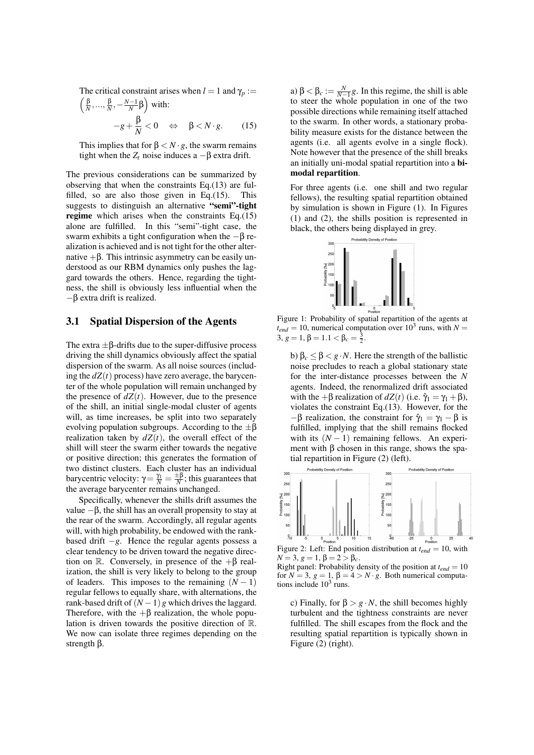The critical constraint arises when $l = 1$ and $\gamma_p := \left(\frac{\beta}{N}, ..., \frac{\beta}{N}, -\frac{N-1}{N}\beta\right)$ with:

$$-g + \frac{\beta}{N} < 0 \quad \Leftrightarrow \quad \beta < N \cdot g. \qquad (15)$$

This implies that for $\beta < N \cdot g$, the swarm remains tight when the $Z_t$ noise induces a $-\beta$ extra drift.

The previous considerations can be summarized by observing that when the constraints Eq.(13) are fulfilled, so are also those given in Eq.(15). This suggests to distinguish an alternative **"semi"-tight regime** which arises when the constraints Eq.(15) alone are fulfilled. In this "semi"-tight case, the swarm exhibits a tight configuration when the $-\beta$ realization is achieved and is not tight for the other alternative $+\beta$. This intrinsic asymmetry can be easily understood as our RBM dynamics only pushes the laggard towards the others. Hence, regarding the tightness, the shill is obviously less influential when the $-\beta$ extra drift is realized.

### 3.1 Spatial Dispersion of the Agents

The extra $\pm\beta$-drifts due to the super-diffusive process driving the shill dynamics obviously affect the spatial dispersion of the swarm. As all noise sources (including the $dZ(t)$ process) have zero average, the barycenter of the whole population will remain unchanged by the presence of $dZ(t)$. However, due to the presence of the shill, an initial single-modal cluster of agents will, as time increases, be split into two separately evolving population subgroups. According to the $\pm\beta$ realization taken by $dZ(t)$, the overall effect of the shill will steer the swarm either towards the negative or positive direction; this generates the formation of two distinct clusters. Each cluster has an individual barycentric velocity: $\gamma = \frac{\gamma_1}{N} = \frac{\pm\beta}{N}$; this guarantees that the average barycenter remains unchanged.

Specifically, whenever the shills drift assumes the value $-\beta$, the shill has an overall propensity to stay at the rear of the swarm. Accordingly, all regular agents will, with high probability, be endowed with the rank-based drift $-g$. Hence the regular agents possess a clear tendency to be driven toward the negative direction on $\mathbb{R}$. Conversely, in presence of the $+\beta$ realization, the shill is very likely to belong to the group of leaders. This imposes to the remaining $(N-1)$ regular fellows to equally share, with alternations, the rank-based drift of $(N-1)g$ which drives the laggard. Therefore, with the $+\beta$ realization, the whole population is driven towards the positive direction of $\mathbb{R}$. We now can isolate three regimes depending on the strength $\beta$.

a) $\beta < \beta_c := \frac{N}{N-1}g$. In this regime, the shill is able to steer the whole population in one of the two possible directions while remaining itself attached to the swarm. In other words, a stationary probability measure exists for the distance between the agents (i.e. all agents evolve in a single flock). Note however that the presence of the shill breaks an initially uni-modal spatial repartition into a **bi-modal repartition**.

For three agents (i.e. one shill and two regular fellows), the resulting spatial repartition obtained by simulation is shown in Figure (1). In Figures (1) and (2), the shills position is represented in black, the others being displayed in grey.

Probability Density of Position
300
250
200
150
100
50
0
Probability [%]
-5
0
5
Position

Figure 1: Probability of spatial repartition of the agents at $t_{end} = 10$, numerical computation over $10^3$ runs, with $N = 3$, $g = 1$, $\beta = 1.1 < \beta_c = \frac{3}{2}$.

b) $\beta_c \leq \beta < g \cdot N$. Here the strength of the ballistic noise precludes to reach a global stationary state for the inter-distance processes between the $N$ agents. Indeed, the renormalized drift associated with the $+\beta$ realization of $dZ(t)$ (i.e. $\hat{\gamma}_1 = \gamma_1 + \beta$), violates the constraint Eq.(13). However, for the $-\beta$ realization, the constraint for $\hat{\gamma}_1 = \gamma_1 - \beta$ is fulfilled, implying that the shill remains flocked with its $(N-1)$ remaining fellows. An experiment with $\beta$ chosen in this range, shows the spatial repartition in Figure (2) (left).

Probability Density of Position
300
250
200
150
100
50
0
Probability [%]
-10
-5
0
5
10
15
Position

Probability Density of Position
300
250
200
150
100
50
0
Probability [%]
-40
-20
0
20
40
Position

Figure 2: Left: End position distribution at $t_{end} = 10$, with $N = 3$, $g = 1$, $\beta = 2 > \beta_c$.
Right panel: Probability density of the position at $t_{end} = 10$ for $N = 3$, $g = 1$, $\beta = 4 > N \cdot g$. Both numerical computations include $10^3$ runs.

c) Finally, for $\beta > g \cdot N$, the shill becomes highly turbulent and the tightness constraints are never fulfilled. The shill escapes from the flock and the resulting spatial repartition is typically shown in Figure (2) (right).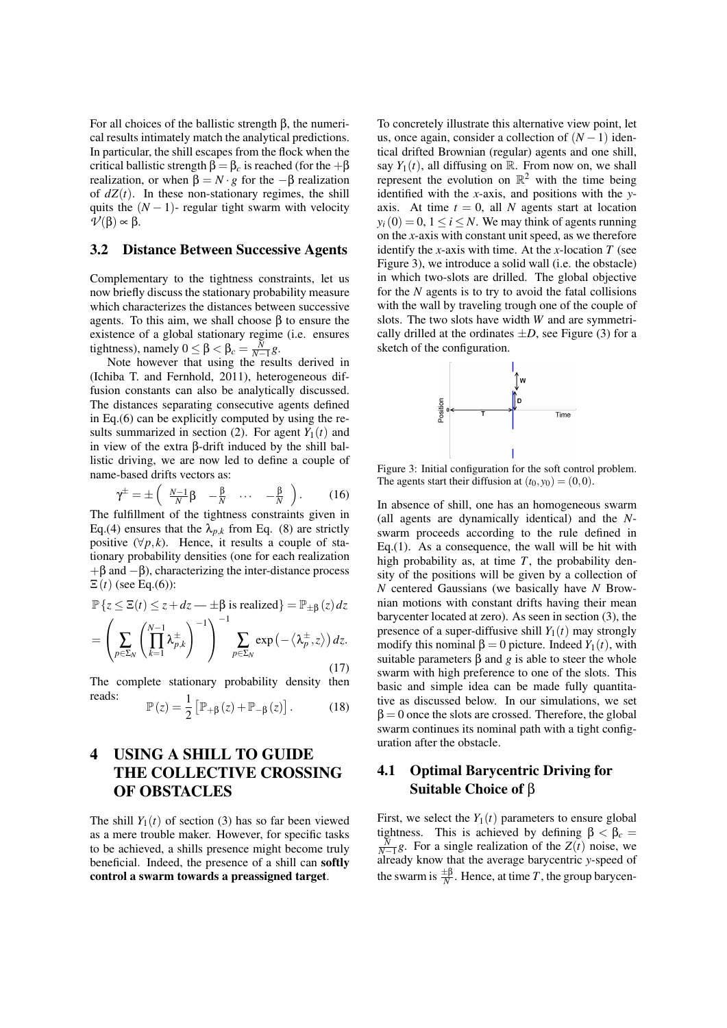For all choices of the ballistic strength $\beta$, the numerical results intimately match the analytical predictions. In particular, the shill escapes from the flock when the critical ballistic strength $\beta = \beta_c$ is reached (for the $+\beta$ realization, or when $\beta = N \cdot g$ for the $-\beta$ realization of $dZ(t)$. In these non-stationary regimes, the shill quits the $(N-1)$- regular tight swarm with velocity $\mathcal{V}(\beta) \propto \beta$.

### 3.2 Distance Between Successive Agents

Complementary to the tightness constraints, let us now briefly discuss the stationary probability measure which characterizes the distances between successive agents. To this aim, we shall choose $\beta$ to ensure the existence of a global stationary regime (i.e. ensures tightness), namely $0 \leq \beta < \beta_c = \frac{N}{N-1} g$.

Note however that using the results derived in (Ichiba T. and Fernhold, 2011), heterogeneous diffusion constants can also be analytically discussed. The distances separating consecutive agents defined in Eq.(6) can be explicitly computed by using the results summarized in section (2). For agent $Y_1(t)$ and in view of the extra $\beta$-drift induced by the shill ballistic driving, we are now led to define a couple of name-based drifts vectors as:

$$\gamma^{\pm} = \pm \begin{pmatrix} \frac{N-1}{N}\beta & -\frac{\beta}{N} & \cdots & -\frac{\beta}{N} \end{pmatrix}. \qquad (16)$$

The fulfillment of the tightness constraints given in Eq.(4) ensures that the $\lambda_{p,k}$ from Eq. (8) are strictly positive ($\forall p,k$). Hence, it results a couple of stationary probability densities (one for each realization $+\beta$ and $-\beta$), characterizing the inter-distance process $\Xi(t)$ (see Eq.(6)):

$$\mathbb{P}\{z \leq \Xi(t) \leq z + dz \text{ — } \pm\beta \text{ is realized}\} = \mathbb{P}_{\pm\beta}(z)\, dz$$

$$= \left( \sum_{p \in \Sigma_N} \left( \prod_{k=1}^{N-1} \lambda^{\pm}_{p,k} \right)^{-1} \right)^{-1} \sum_{p \in \Sigma_N} \exp\left(-\langle \lambda^{\pm}_p, z \rangle\right) dz. \qquad (17)$$

The complete stationary probability density then reads:

$$\mathbb{P}(z) = \frac{1}{2}\left[\mathbb{P}_{+\beta}(z) + \mathbb{P}_{-\beta}(z)\right]. \qquad (18)$$

## 4 USING A SHILL TO GUIDE THE COLLECTIVE CROSSING OF OBSTACLES

The shill $Y_1(t)$ of section (3) has so far been viewed as a mere trouble maker. However, for specific tasks to be achieved, a shills presence might become truly beneficial. Indeed, the presence of a shill can **softly control a swarm towards a preassigned target**.

To concretely illustrate this alternative view point, let us, once again, consider a collection of $(N-1)$ identical drifted Brownian (regular) agents and one shill, say $Y_1(t)$, all diffusing on $\mathbb{R}$. From now on, we shall represent the evolution on $\mathbb{R}^2$ with the time being identified with the $x$-axis, and positions with the $y$-axis. At time $t = 0$, all $N$ agents start at location $y_i(0) = 0$, $1 \leq i \leq N$. We may think of agents running on the $x$-axis with constant unit speed, as we therefore identify the $x$-axis with time. At the $x$-location $T$ (see Figure 3), we introduce a solid wall (i.e. the obstacle) in which two-slots are drilled. The global objective for the $N$ agents is to try to avoid the fatal collisions with the wall by traveling trough one of the couple of slots. The two slots have width $W$ and are symmetrically drilled at the ordinates $\pm D$, see Figure (3) for a sketch of the configuration.

W
D
Position
0
T
Time

Figure 3: Initial configuration for the soft control problem. The agents start their diffusion at $(t_0, y_0) = (0, 0)$.

In absence of shill, one has an homogeneous swarm (all agents are dynamically identical) and the $N$-swarm proceeds according to the rule defined in Eq.(1). As a consequence, the wall will be hit with high probability as, at time $T$, the probability density of the positions will be given by a collection of $N$ centered Gaussians (we basically have $N$ Brownian motions with constant drifts having their mean barycenter located at zero). As seen in section (3), the presence of a super-diffusive shill $Y_1(t)$ may strongly modify this nominal $\beta = 0$ picture. Indeed $Y_1(t)$, with suitable parameters $\beta$ and $g$ is able to steer the whole swarm with high preference to one of the slots. This basic and simple idea can be made fully quantitative as discussed below. In our simulations, we set $\beta = 0$ once the slots are crossed. Therefore, the global swarm continues its nominal path with a tight configuration after the obstacle.

### 4.1 Optimal Barycentric Driving for Suitable Choice of $\beta$

First, we select the $Y_1(t)$ parameters to ensure global tightness. This is achieved by defining $\beta < \beta_c = \frac{N}{N-1} g$. For a single realization of the $Z(t)$ noise, we already know that the average barycentric $y$-speed of the swarm is $\frac{\pm\beta}{N}$. Hence, at time $T$, the group barycen-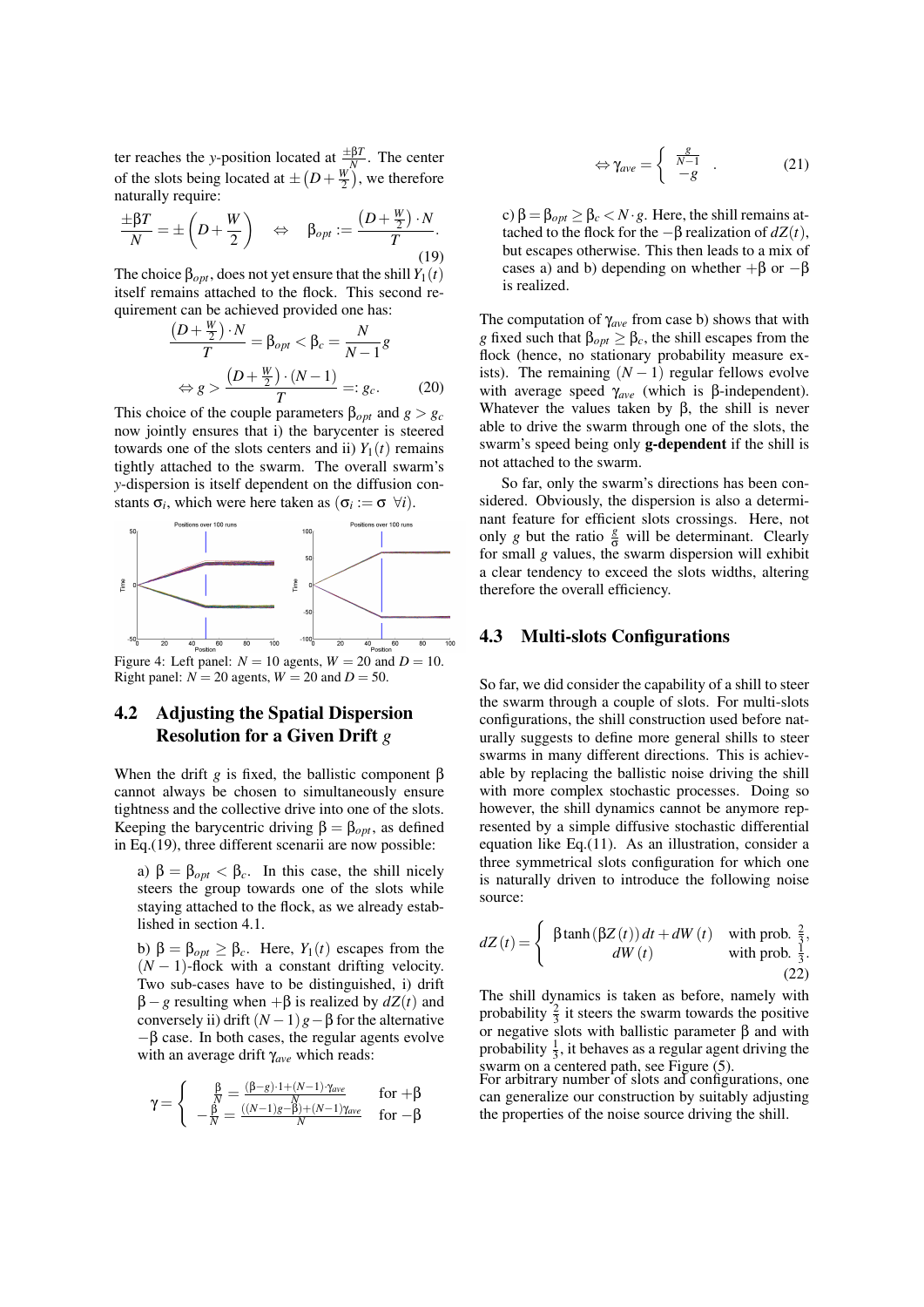ter reaches the $y$-position located at $\frac{\pm\beta T}{N}$. The center of the slots being located at $\pm\left(D+\frac{W}{2}\right)$, we therefore naturally require:

$$\frac{\pm\beta T}{N} = \pm\left(D+\frac{W}{2}\right) \quad \Leftrightarrow \quad \beta_{opt} := \frac{\left(D+\frac{W}{2}\right)\cdot N}{T}. \tag{19}$$

The choice $\beta_{opt}$, does not yet ensure that the shill $Y_1(t)$ itself remains attached to the flock. This second requirement can be achieved provided one has:

$$\frac{\left(D+\frac{W}{2}\right)\cdot N}{T} = \beta_{opt} < \beta_c = \frac{N}{N-1}g$$

$$\Leftrightarrow g > \frac{\left(D+\frac{W}{2}\right)\cdot(N-1)}{T} =: g_c. \tag{20}$$

This choice of the couple parameters $\beta_{opt}$ and $g > g_c$ now jointly ensures that i) the barycenter is steered towards one of the slots centers and ii) $Y_1(t)$ remains tightly attached to the swarm. The overall swarm's $y$-dispersion is itself dependent on the diffusion constants $\sigma_i$, which were here taken as ($\sigma_i := \sigma \ \forall i$).

Positions over 100 runs
Time
Position

Positions over 100 runs
Time
Position

Figure 4: Left panel: $N = 10$ agents, $W = 20$ and $D = 10$. Right panel: $N = 20$ agents, $W = 20$ and $D = 50$.

## 4.2 Adjusting the Spatial Dispersion Resolution for a Given Drift $g$

When the drift $g$ is fixed, the ballistic component $\beta$ cannot always be chosen to simultaneously ensure tightness and the collective drive into one of the slots. Keeping the barycentric driving $\beta = \beta_{opt}$, as defined in Eq.(19), three different scenarii are now possible:

a) $\beta = \beta_{opt} < \beta_c$. In this case, the shill nicely steers the group towards one of the slots while staying attached to the flock, as we already established in section 4.1.

b) $\beta = \beta_{opt} \geq \beta_c$. Here, $Y_1(t)$ escapes from the $(N-1)$-flock with a constant drifting velocity. Two sub-cases have to be distinguished, i) drift $\beta - g$ resulting when $+\beta$ is realized by $dZ(t)$ and conversely ii) drift $(N-1)g - \beta$ for the alternative $-\beta$ case. In both cases, the regular agents evolve with an average drift $\gamma_{ave}$ which reads:

$$\gamma = \begin{cases} \frac{\beta}{N} = \frac{(\beta-g)\cdot 1+(N-1)\cdot\gamma_{ave}}{N} & \text{for } +\beta \\ -\frac{\beta}{N} = \frac{((N-1)g-\beta)+(N-1)\gamma_{ave}}{N} & \text{for } -\beta \end{cases}$$

$$\Leftrightarrow \gamma_{ave} = \begin{cases} \frac{g}{N-1} \\ -g \end{cases}. \tag{21}$$

c) $\beta = \beta_{opt} \geq \beta_c < N \cdot g$. Here, the shill remains attached to the flock for the $-\beta$ realization of $dZ(t)$, but escapes otherwise. This then leads to a mix of cases a) and b) depending on whether $+\beta$ or $-\beta$ is realized.

The computation of $\gamma_{ave}$ from case b) shows that with $g$ fixed such that $\beta_{opt} \geq \beta_c$, the shill escapes from the flock (hence, no stationary probability measure exists). The remaining $(N-1)$ regular fellows evolve with average speed $\gamma_{ave}$ (which is $\beta$-independent). Whatever the values taken by $\beta$, the shill is never able to drive the swarm through one of the slots, the swarm's speed being only **g-dependent** if the shill is not attached to the swarm.

So far, only the swarm's directions has been considered. Obviously, the dispersion is also a determinant feature for efficient slots crossings. Here, not only $g$ but the ratio $\frac{g}{\sigma}$ will be determinant. Clearly for small $g$ values, the swarm dispersion will exhibit a clear tendency to exceed the slots widths, altering therefore the overall efficiency.

## 4.3 Multi-slots Configurations

So far, we did consider the capability of a shill to steer the swarm through a couple of slots. For multi-slots configurations, the shill construction used before naturally suggests to define more general shills to steer swarms in many different directions. This is achievable by replacing the ballistic noise driving the shill with more complex stochastic processes. Doing so however, the shill dynamics cannot be anymore represented by a simple diffusive stochastic differential equation like Eq.(11). As an illustration, consider a three symmetrical slots configuration for which one is naturally driven to introduce the following noise source:

$$dZ(t) = \begin{cases} \beta \tanh(\beta Z(t))\, dt + dW(t) & \text{with prob. } \frac{2}{3}, \\ dW(t) & \text{with prob. } \frac{1}{3}. \end{cases} \tag{22}$$

The shill dynamics is taken as before, namely with probability $\frac{2}{3}$ it steers the swarm towards the positive or negative slots with ballistic parameter $\beta$ and with probability $\frac{1}{3}$, it behaves as a regular agent driving the swarm on a centered path, see Figure (5).
For arbitrary number of slots and configurations, one can generalize our construction by suitably adjusting the properties of the noise source driving the shill.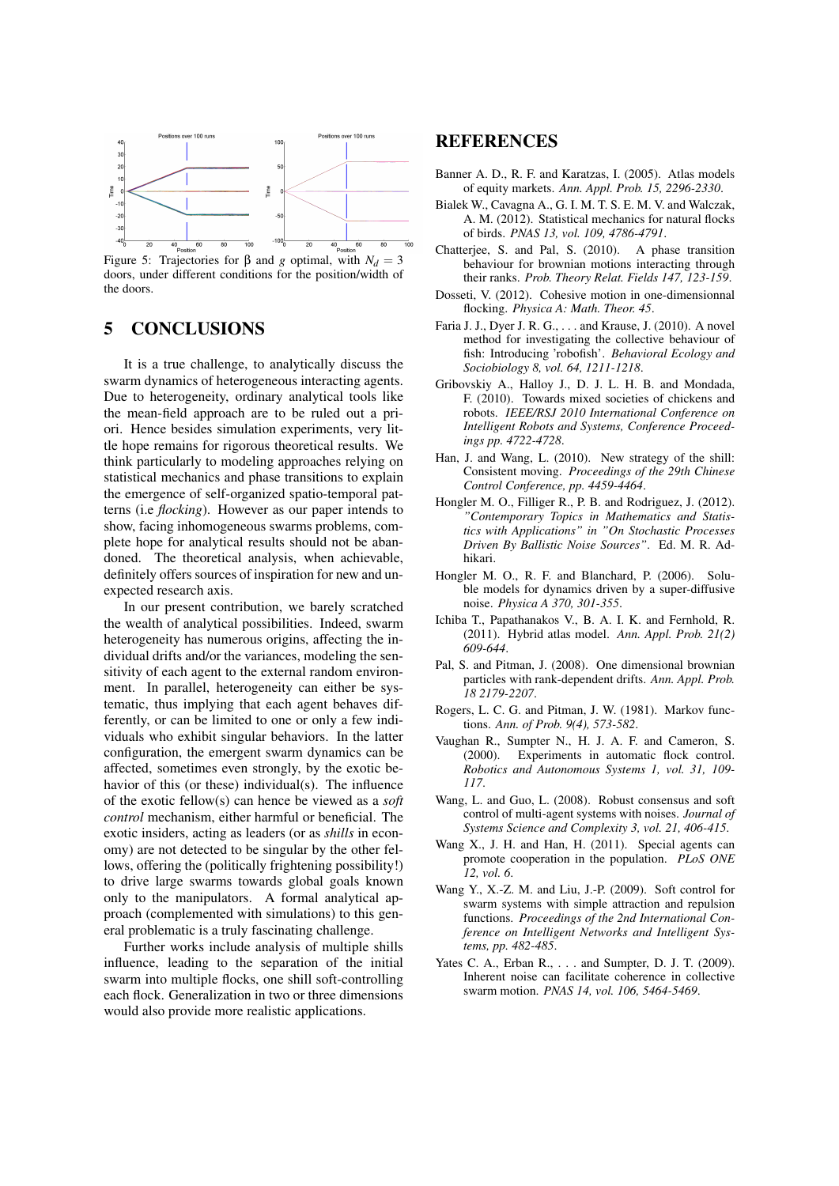Positions over 100 runs

40
30
20
10
0
-10
-20
-30
-40

Time

0 20 40 60 80 100

Position

Positions over 100 runs

100

50

0

-50

-100

Time

0 20 40 60 80 100

Position

Figure 5: Trajectories for β and $g$ optimal, with $N_d = 3$ doors, under different conditions for the position/width of the doors.

# 5 CONCLUSIONS

It is a true challenge, to analytically discuss the swarm dynamics of heterogeneous interacting agents. Due to heterogeneity, ordinary analytical tools like the mean-field approach are to be ruled out a priori. Hence besides simulation experiments, very little hope remains for rigorous theoretical results. We think particularly to modeling approaches relying on statistical mechanics and phase transitions to explain the emergence of self-organized spatio-temporal patterns (i.e *flocking*). However as our paper intends to show, facing inhomogeneous swarms problems, complete hope for analytical results should not be abandoned. The theoretical analysis, when achievable, definitely offers sources of inspiration for new and unexpected research axis.

In our present contribution, we barely scratched the wealth of analytical possibilities. Indeed, swarm heterogeneity has numerous origins, affecting the individual drifts and/or the variances, modeling the sensitivity of each agent to the external random environment. In parallel, heterogeneity can either be systematic, thus implying that each agent behaves differently, or can be limited to one or only a few individuals who exhibit singular behaviors. In the latter configuration, the emergent swarm dynamics can be affected, sometimes even strongly, by the exotic behavior of this (or these) individual(s). The influence of the exotic fellow(s) can hence be viewed as a *soft control* mechanism, either harmful or beneficial. The exotic insiders, acting as leaders (or as *shills* in economy) are not detected to be singular by the other fellows, offering the (politically frightening possibility!) to drive large swarms towards global goals known only to the manipulators. A formal analytical approach (complemented with simulations) to this general problematic is a truly fascinating challenge.

Further works include analysis of multiple shills influence, leading to the separation of the initial swarm into multiple flocks, one shill soft-controlling each flock. Generalization in two or three dimensions would also provide more realistic applications.

# REFERENCES

Banner A. D., R. F. and Karatzas, I. (2005). Atlas models of equity markets. *Ann. Appl. Prob. 15, 2296-2330*.

Bialek W., Cavagna A., G. I. M. T. S. E. M. V. and Walczak, A. M. (2012). Statistical mechanics for natural flocks of birds. *PNAS 13, vol. 109, 4786-4791*.

Chatterjee, S. and Pal, S. (2010). A phase transition behaviour for brownian motions interacting through their ranks. *Prob. Theory Relat. Fields 147, 123-159*.

Dosseti, V. (2012). Cohesive motion in one-dimensionnal flocking. *Physica A: Math. Theor. 45*.

Faria J. J., Dyer J. R. G., . . . and Krause, J. (2010). A novel method for investigating the collective behaviour of fish: Introducing 'robofish'. *Behavioral Ecology and Sociobiology 8, vol. 64, 1211-1218*.

Gribovskiy A., Halloy J., D. J. L. H. B. and Mondada, F. (2010). Towards mixed societies of chickens and robots. *IEEE/RSJ 2010 International Conference on Intelligent Robots and Systems, Conference Proceedings pp. 4722-4728*.

Han, J. and Wang, L. (2010). New strategy of the shill: Consistent moving. *Proceedings of the 29th Chinese Control Conference, pp. 4459-4464*.

Hongler M. O., Filliger R., P. B. and Rodriguez, J. (2012). *"Contemporary Topics in Mathematics and Statistics with Applications" in "On Stochastic Processes Driven By Ballistic Noise Sources"*. Ed. M. R. Adhikari.

Hongler M. O., R. F. and Blanchard, P. (2006). Soluble models for dynamics driven by a super-diffusive noise. *Physica A 370, 301-355*.

Ichiba T., Papathanakos V., B. A. I. K. and Fernhold, R. (2011). Hybrid atlas model. *Ann. Appl. Prob. 21(2) 609-644*.

Pal, S. and Pitman, J. (2008). One dimensional brownian particles with rank-dependent drifts. *Ann. Appl. Prob. 18 2179-2207*.

Rogers, L. C. G. and Pitman, J. W. (1981). Markov functions. *Ann. of Prob. 9(4), 573-582*.

Vaughan R., Sumpter N., H. J. A. F. and Cameron, S. (2000). Experiments in automatic flock control. *Robotics and Autonomous Systems 1, vol. 31, 109-117*.

Wang, L. and Guo, L. (2008). Robust consensus and soft control of multi-agent systems with noises. *Journal of Systems Science and Complexity 3, vol. 21, 406-415*.

Wang X., J. H. and Han, H. (2011). Special agents can promote cooperation in the population. *PLoS ONE 12, vol. 6*.

Wang Y., X.-Z. M. and Liu, J.-P. (2009). Soft control for swarm systems with simple attraction and repulsion functions. *Proceedings of the 2nd International Conference on Intelligent Networks and Intelligent Systems, pp. 482-485*.

Yates C. A., Erban R., . . . and Sumpter, D. J. T. (2009). Inherent noise can facilitate coherence in collective swarm motion. *PNAS 14, vol. 106, 5464-5469*.